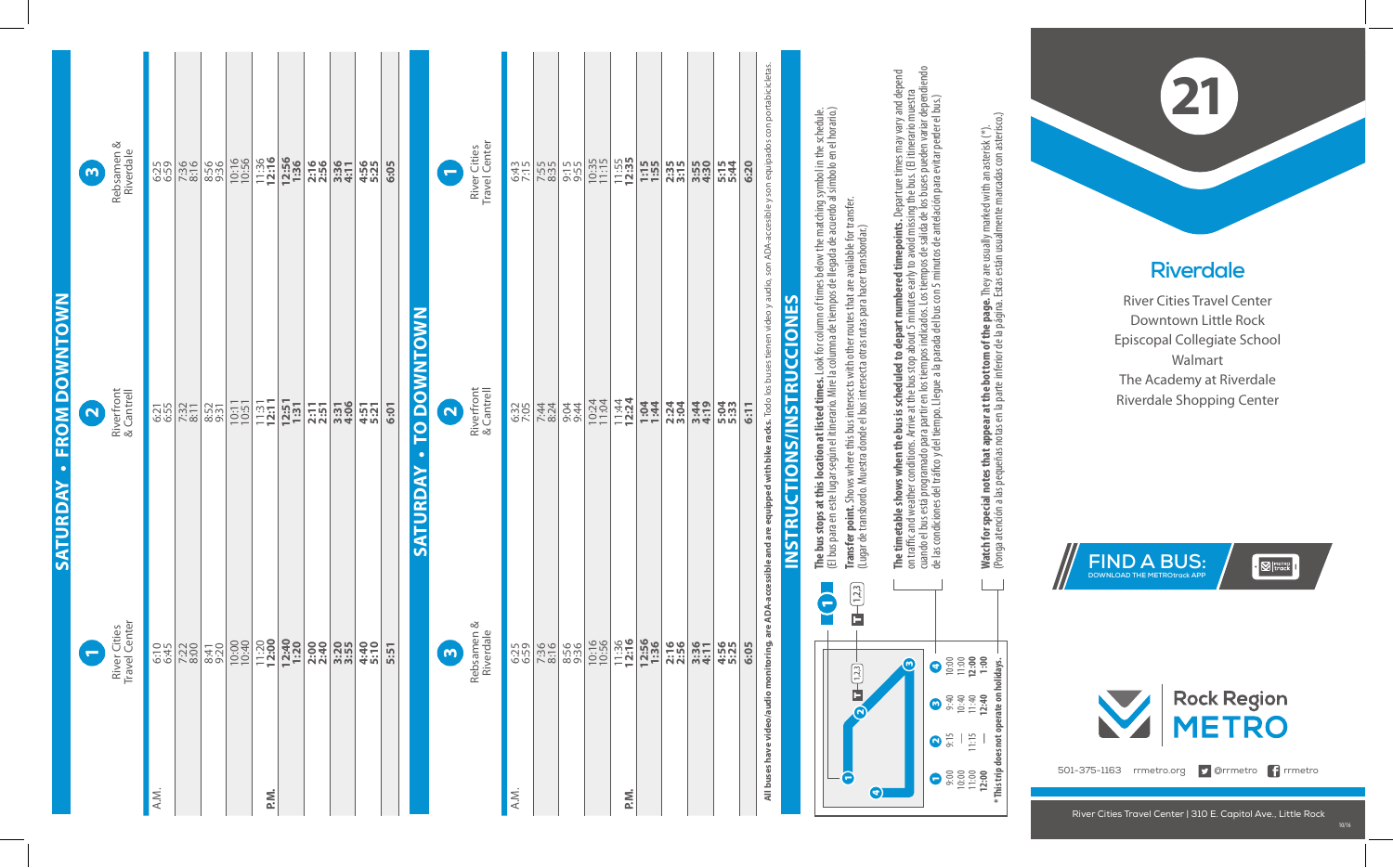# 21

## Riverdale

River Cities Travel Center
Downtown Little Rock
Episcopal Collegiate School
Walmart
The Academy at Riverdale
Riverdale Shopping Center

**FIND A BUS:** DOWNLOAD THE METROtrack APP

Rock Region METRO

501-375-1163 rrmetro.org @rrmetro rrmetro

River Cities Travel Center | 310 E. Capitol Ave., Little Rock

## SATURDAY • FROM DOWNTOWN

| | 1 River Cities Travel Center | 2 Riverfront & Cantrell | 3 Rebsamen & Riverdale |
|---|---|---|---|
| A.M. | 6:10 | 6:21 | 6:25 |
| | 6:45 | 6:55 | 6:59 |
| | 7:22 | 7:32 | 7:36 |
| | 8:00 | 8:11 | 8:16 |
| | 8:41 | 8:52 | 8:56 |
| | 9:20 | 9:31 | 9:36 |
| | 10:00 | 10:11 | 10:16 |
| | 10:40 | 10:51 | 10:56 |
| | 11:20 | 11:31 | 11:36 |
| P.M. | **12:00** | **12:11** | **12:16** |
| | **12:40** | **12:51** | **12:56** |
| | **1:20** | **1:31** | **1:36** |
| | **2:00** | **2:11** | **2:16** |
| | **2:40** | **2:51** | **2:56** |
| | **3:20** | **3:31** | **3:36** |
| | **3:55** | **4:06** | **4:11** |
| | **4:40** | **4:51** | **4:56** |
| | **5:10** | **5:21** | **5:25** |
| | **5:51** | **6:01** | **6:05** |

## SATURDAY • TO DOWNTOWN

| | 3 Rebsamen & Riverdale | 2 Riverfront & Cantrell | 1 River Cities Travel Center |
|---|---|---|---|
| A.M. | 6:25 | 6:32 | 6:43 |
| | 6:59 | 7:05 | 7:15 |
| | 7:36 | 7:44 | 7:55 |
| | 8:16 | 8:24 | 8:35 |
| | 8:56 | 9:04 | 9:15 |
| | 9:36 | 9:44 | 9:55 |
| | 10:16 | 10:24 | 10:35 |
| | 10:56 | 11:04 | 11:15 |
| | 11:36 | 11:44 | 11:55 |
| P.M. | **12:16** | **12:24** | **12:35** |
| | **12:56** | **1:04** | **1:15** |
| | **1:36** | **1:44** | **1:55** |
| | **2:16** | **2:24** | **2:35** |
| | **2:56** | **3:04** | **3:15** |
| | **3:36** | **3:44** | **3:55** |
| | **4:11** | **4:19** | **4:30** |
| | **4:56** | **5:04** | **5:15** |
| | **5:25** | **5:33** | **5:44** |
| | **6:05** | **6:11** | **6:20** |

**All buses have video/audio monitoring, are ADA-accessible and are equipped with bike racks.** Todo los buses tienen video y audio, son ADA-accesible y son equipados con portabicicletas.

## INSTRUCTIONS/INSTRUCCIONES

| 1 | 2 | 3 | 4 |
|---|---|---|---|
| 9:00 | 9:15 | 9:40 | 10:00 |
| 10:00 | — | 10:40 | 11:00 |
| 11:00 | 11:15 | 11:40 | **12:00** |
| **12:00** | — | **12:40** | **1:00** |

**\*This trip does not operate on holidays.**

**The bus stops at this location at listed times.** Look for column of times below the matching symbol in the schedule. (El bus para en este lugar según el itinerario. Mire la columna de tiempos de llegada de acuerdo al símbolo en el horario.)

**Transfer point.** Shows where this bus intersects with other routes that are available for transfer. (Lugar de transbordo. Muestra donde el bus intersecta otras rutas para hacer transbordar.)

**The timetable shows when the bus is scheduled to depart numbered timepoints.** Departure times may vary and depend on traffic and weather conditions. Arrive at the bus stop about 5 minutes early to avoid missing the bus. (El itinerario muestra cuando el bus está programado para partir en los tiempos indicados. Los tiempos de salida de los buses pueden variar dependiendo de las condiciones del tráfico y del tiempo. Llegue a la parada del bus con 5 minutos de antelación para evitar perder el bus.)

**Watch for special notes that appear at the bottom of the page.** They are usually marked with an asterisk (\*). (Ponga atención a las pequeñas notas en la parte inferior de la página. Estas están usualmente marcadas con asterisco.)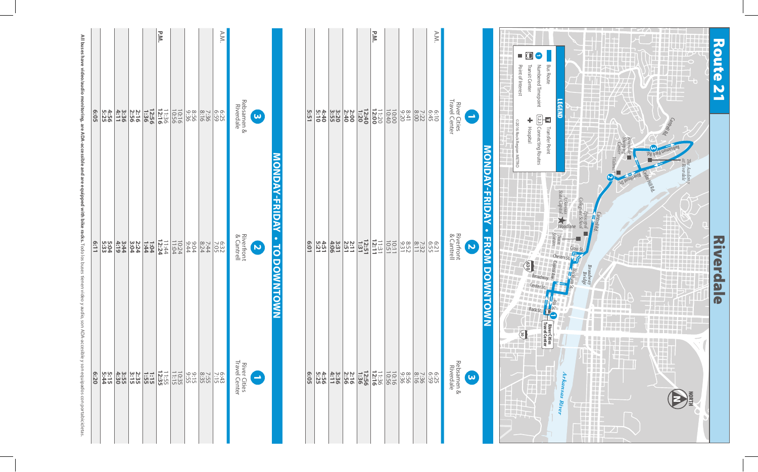# Route 21 Riverdale

LEGEND

- Bus Route
- Numbered Timepoint
- Transit Center
- Point of Interest
- Transfer Point
- Connecting Routes
- Hospital

©2016 Rock Region METRO

NORTH

## MONDAY-FRIDAY • FROM DOWNTOWN

| | 1 River Cities Travel Center | 2 Riverfront & Cantrell | 3 Rebsamen & Riverdale |
|---|---|---|---|
| A.M. | 6:10 | 6:21 | 6:25 |
| | 6:45 | 6:55 | 6:59 |
| | 7:22 | 7:32 | 7:36 |
| | 8:00 | 8:11 | 8:16 |
| | 8:41 | 8:52 | 8:56 |
| | 9:20 | 9:31 | 9:36 |
| | 10:00 | 10:11 | 10:16 |
| | 10:40 | 10:51 | 10:56 |
| | 11:20 | 11:31 | 11:36 |
| P.M. | **12:00** | **12:11** | **12:16** |
| | **12:40** | **12:51** | **12:56** |
| | **1:20** | **1:31** | **1:36** |
| | **2:00** | **2:11** | **2:16** |
| | **2:40** | **2:51** | **2:56** |
| | **3:20** | **3:31** | **3:36** |
| | **3:55** | **4:06** | **4:11** |
| | **4:40** | **4:51** | **4:56** |
| | **5:10** | **5:21** | **5:25** |
| | **5:51** | **6:01** | **6:05** |

## MONDAY-FRIDAY • TO DOWNTOWN

| | 3 Rebsamen & Riverdale | 2 Riverfront & Cantrell | 1 River Cities Travel Center |
|---|---|---|---|
| A.M. | 6:25 | 6:32 | 6:43 |
| | 6:59 | 7:05 | 7:15 |
| | 7:36 | 7:44 | 7:55 |
| | 8:16 | 8:24 | 8:35 |
| | 8:56 | 9:04 | 9:15 |
| | 9:36 | 9:44 | 9:55 |
| | 10:16 | 10:24 | 10:35 |
| | 10:56 | 11:04 | 11:15 |
| | 11:36 | 11:44 | 11:55 |
| P.M. | **12:16** | **12:24** | **12:35** |
| | **12:56** | **1:04** | **1:15** |
| | **1:36** | **1:44** | **1:55** |
| | **2:16** | **2:24** | **2:35** |
| | **2:56** | **3:04** | **3:15** |
| | **3:36** | **3:44** | **3:55** |
| | **4:11** | **4:19** | **4:30** |
| | **4:56** | **5:04** | **5:15** |
| | **5:25** | **5:33** | **5:44** |
| | **6:05** | **6:11** | **6:20** |

**All buses have video/audio monitoring, are ADA-accessible and are equipped with bike racks.** Todo los buses tienen video y audio, son ADA-accesible y son equipados con portabicicletas.